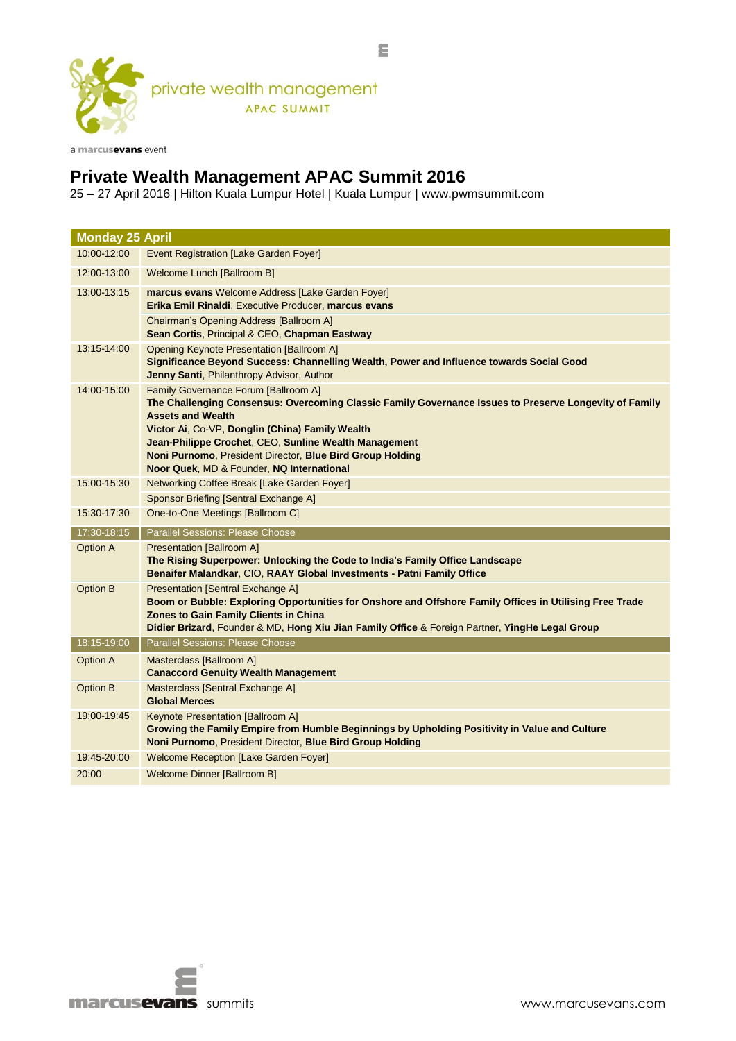private wealth management
APAC SUMMIT

a marcusevans event

# Private Wealth Management APAC Summit 2016

25 – 27 April 2016 | Hilton Kuala Lumpur Hotel | Kuala Lumpur | www.pwmsummit.com

| **Monday 25 April** | |
|---|---|
| 10:00-12:00 | Event Registration [Lake Garden Foyer] |
| 12:00-13:00 | Welcome Lunch [Ballroom B] |
| 13:00-13:15 | **marcus evans** Welcome Address [Lake Garden Foyer]<br>**Erika Emil Rinaldi**, Executive Producer, **marcus evans** |
| | Chairman's Opening Address [Ballroom A]<br>**Sean Cortis**, Principal & CEO, **Chapman Eastway** |
| 13:15-14:00 | Opening Keynote Presentation [Ballroom A]<br>**Significance Beyond Success: Channelling Wealth, Power and Influence towards Social Good**<br>**Jenny Santi**, Philanthropy Advisor, Author |
| 14:00-15:00 | Family Governance Forum [Ballroom A]<br>**The Challenging Consensus: Overcoming Classic Family Governance Issues to Preserve Longevity of Family Assets and Wealth**<br>**Victor Ai**, Co-VP, **Donglin (China) Family Wealth**<br>**Jean-Philippe Crochet**, CEO, **Sunline Wealth Management**<br>**Noni Purnomo**, President Director, **Blue Bird Group Holding**<br>**Noor Quek**, MD & Founder, **NQ International** |
| 15:00-15:30 | Networking Coffee Break [Lake Garden Foyer] |
| | Sponsor Briefing [Sentral Exchange A] |
| 15:30-17:30 | One-to-One Meetings [Ballroom C] |
| 17:30-18:15 | Parallel Sessions: Please Choose |
| Option A | Presentation [Ballroom A]<br>**The Rising Superpower: Unlocking the Code to India's Family Office Landscape**<br>**Benaifer Malandkar**, CIO, **RAAY Global Investments - Patni Family Office** |
| Option B | Presentation [Sentral Exchange A]<br>**Boom or Bubble: Exploring Opportunities for Onshore and Offshore Family Offices in Utilising Free Trade Zones to Gain Family Clients in China**<br>**Didier Brizard**, Founder & MD, **Hong Xiu Jian Family Office** & Foreign Partner, **YingHe Legal Group** |
| 18:15-19:00 | Parallel Sessions: Please Choose |
| Option A | Masterclass [Ballroom A]<br>**Canaccord Genuity Wealth Management** |
| Option B | Masterclass [Sentral Exchange A]<br>**Global Merces** |
| 19:00-19:45 | Keynote Presentation [Ballroom A]<br>**Growing the Family Empire from Humble Beginnings by Upholding Positivity in Value and Culture**<br>**Noni Purnomo**, President Director, **Blue Bird Group Holding** |
| 19:45-20:00 | Welcome Reception [Lake Garden Foyer] |
| 20:00 | Welcome Dinner [Ballroom B] |

marcusevans summits

www.marcusevans.com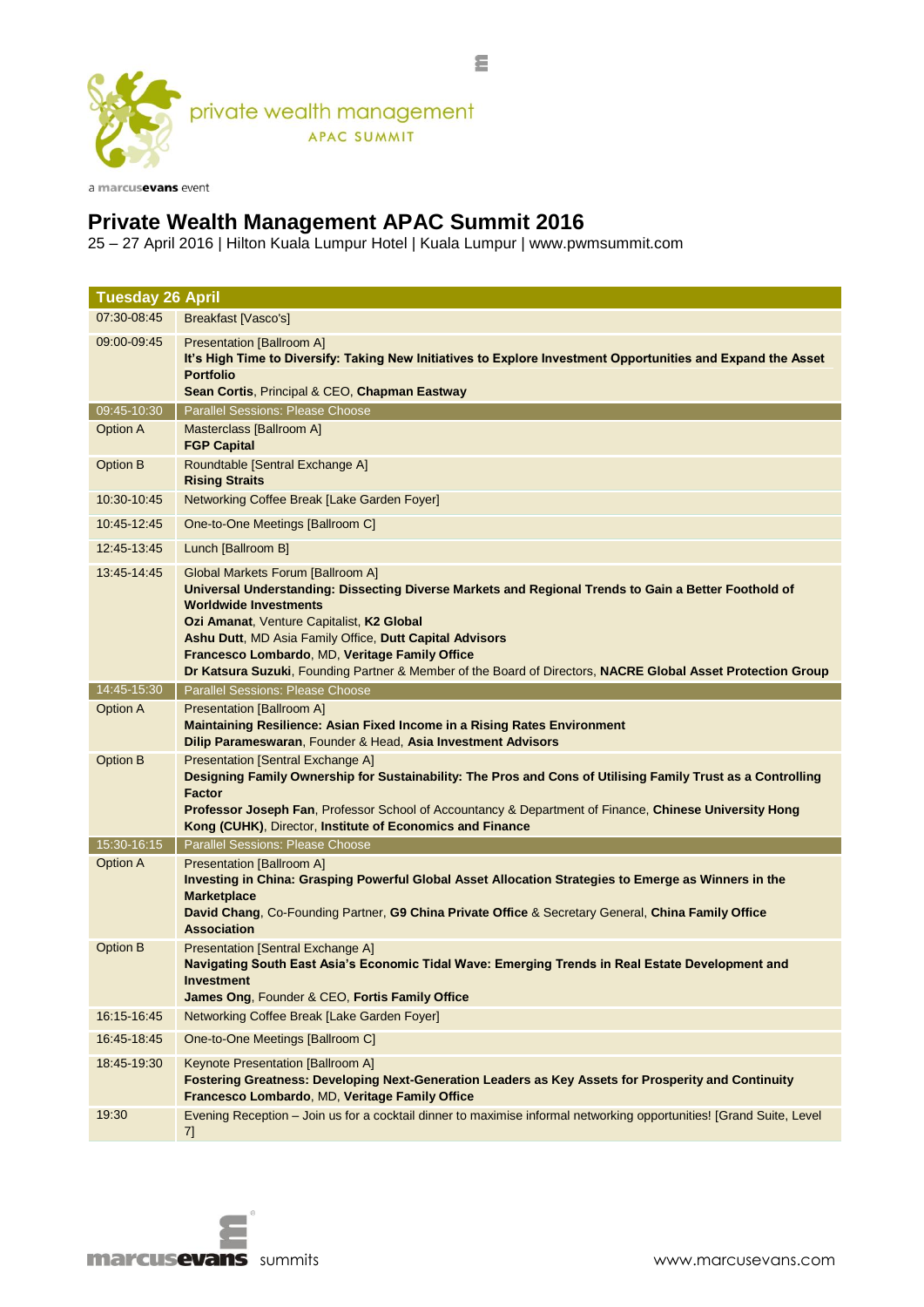private wealth management
APAC SUMMIT

a marcusevans event

# Private Wealth Management APAC Summit 2016

25 – 27 April 2016 | Hilton Kuala Lumpur Hotel | Kuala Lumpur | www.pwmsummit.com

| **Tuesday 26 April** | |
|---|---|
| 07:30-08:45 | Breakfast [Vasco's] |
| 09:00-09:45 | Presentation [Ballroom A]<br>**It's High Time to Diversify: Taking New Initiatives to Explore Investment Opportunities and Expand the Asset Portfolio**<br>**Sean Cortis**, Principal & CEO, **Chapman Eastway** |
| 09:45-10:30 | Parallel Sessions: Please Choose |
| Option A | Masterclass [Ballroom A]<br>**FGP Capital** |
| Option B | Roundtable [Sentral Exchange A]<br>**Rising Straits** |
| 10:30-10:45 | Networking Coffee Break [Lake Garden Foyer] |
| 10:45-12:45 | One-to-One Meetings [Ballroom C] |
| 12:45-13:45 | Lunch [Ballroom B] |
| 13:45-14:45 | Global Markets Forum [Ballroom A]<br>**Universal Understanding: Dissecting Diverse Markets and Regional Trends to Gain a Better Foothold of Worldwide Investments**<br>**Ozi Amanat**, Venture Capitalist, **K2 Global**<br>**Ashu Dutt**, MD Asia Family Office, **Dutt Capital Advisors**<br>**Francesco Lombardo**, MD, **Veritage Family Office**<br>**Dr Katsura Suzuki**, Founding Partner & Member of the Board of Directors, **NACRE Global Asset Protection Group** |
| 14:45-15:30 | Parallel Sessions: Please Choose |
| Option A | Presentation [Ballroom A]<br>**Maintaining Resilience: Asian Fixed Income in a Rising Rates Environment**<br>**Dilip Parameswaran**, Founder & Head, **Asia Investment Advisors** |
| Option B | Presentation [Sentral Exchange A]<br>**Designing Family Ownership for Sustainability: The Pros and Cons of Utilising Family Trust as a Controlling Factor**<br>**Professor Joseph Fan**, Professor School of Accountancy & Department of Finance, **Chinese University Hong Kong (CUHK)**, Director, **Institute of Economics and Finance** |
| 15:30-16:15 | Parallel Sessions: Please Choose |
| Option A | Presentation [Ballroom A]<br>**Investing in China: Grasping Powerful Global Asset Allocation Strategies to Emerge as Winners in the Marketplace**<br>**David Chang**, Co-Founding Partner, **G9 China Private Office** & Secretary General, **China Family Office Association** |
| Option B | Presentation [Sentral Exchange A]<br>**Navigating South East Asia's Economic Tidal Wave: Emerging Trends in Real Estate Development and Investment**<br>**James Ong**, Founder & CEO, **Fortis Family Office** |
| 16:15-16:45 | Networking Coffee Break [Lake Garden Foyer] |
| 16:45-18:45 | One-to-One Meetings [Ballroom C] |
| 18:45-19:30 | Keynote Presentation [Ballroom A]<br>**Fostering Greatness: Developing Next-Generation Leaders as Key Assets for Prosperity and Continuity**<br>**Francesco Lombardo**, MD, **Veritage Family Office** |
| 19:30 | Evening Reception – Join us for a cocktail dinner to maximise informal networking opportunities! [Grand Suite, Level 7] |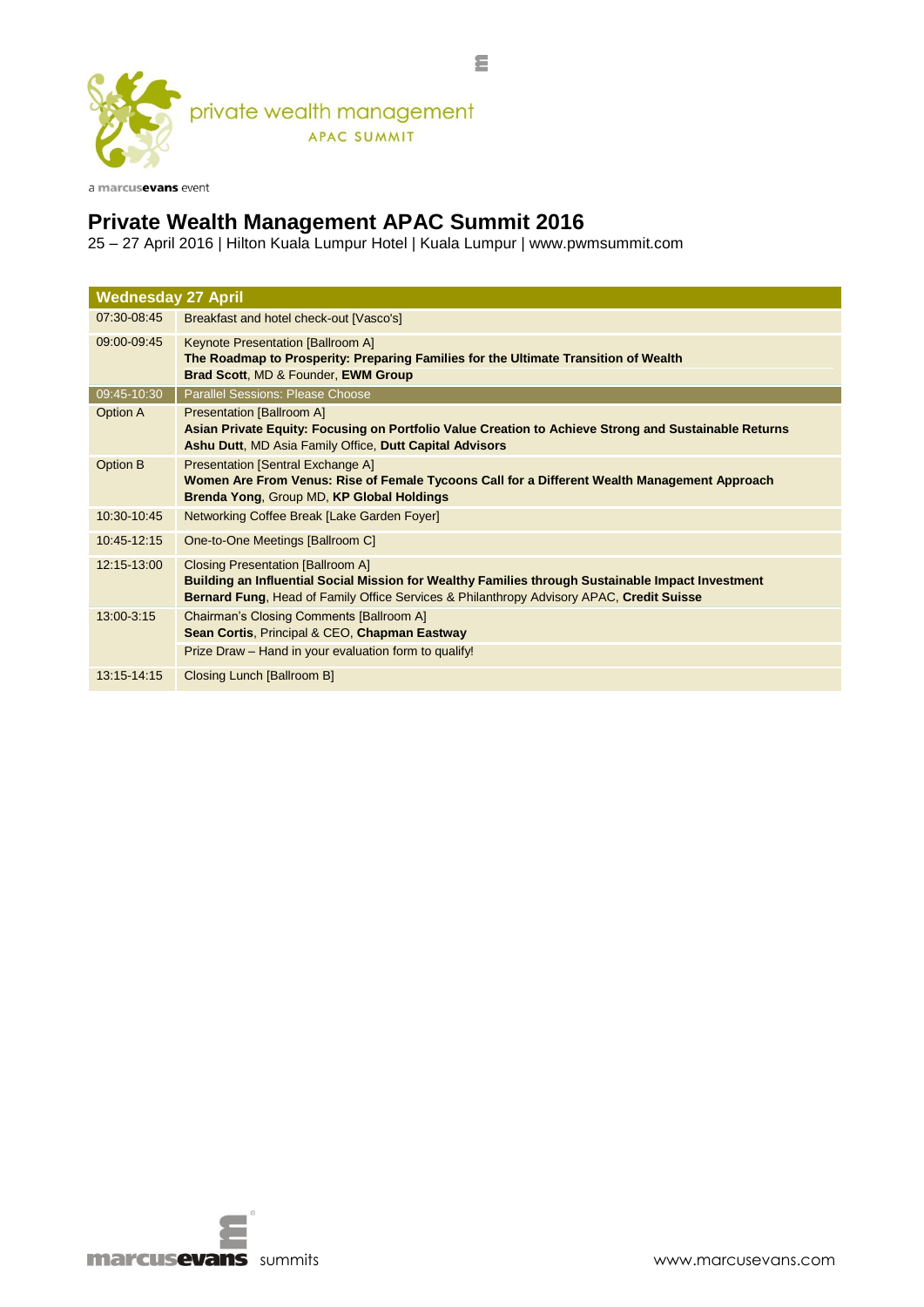private wealth management
APAC SUMMIT

a marcusevans event

# Private Wealth Management APAC Summit 2016

25 – 27 April 2016 | Hilton Kuala Lumpur Hotel | Kuala Lumpur | www.pwmsummit.com

| Wednesday 27 April | |
|---|---|
| 07:30-08:45 | Breakfast and hotel check-out [Vasco's] |
| 09:00-09:45 | Keynote Presentation [Ballroom A]<br>**The Roadmap to Prosperity: Preparing Families for the Ultimate Transition of Wealth**<br>**Brad Scott**, MD & Founder, **EWM Group** |
| 09:45-10:30 | Parallel Sessions: Please Choose |
| Option A | Presentation [Ballroom A]<br>**Asian Private Equity: Focusing on Portfolio Value Creation to Achieve Strong and Sustainable Returns**<br>**Ashu Dutt**, MD Asia Family Office, **Dutt Capital Advisors** |
| Option B | Presentation [Sentral Exchange A]<br>**Women Are From Venus: Rise of Female Tycoons Call for a Different Wealth Management Approach**<br>**Brenda Yong**, Group MD, **KP Global Holdings** |
| 10:30-10:45 | Networking Coffee Break [Lake Garden Foyer] |
| 10:45-12:15 | One-to-One Meetings [Ballroom C] |
| 12:15-13:00 | Closing Presentation [Ballroom A]<br>**Building an Influential Social Mission for Wealthy Families through Sustainable Impact Investment**<br>**Bernard Fung**, Head of Family Office Services & Philanthropy Advisory APAC, **Credit Suisse** |
| 13:00-3:15 | Chairman's Closing Comments [Ballroom A]<br>**Sean Cortis**, Principal & CEO, **Chapman Eastway**<br>Prize Draw – Hand in your evaluation form to qualify! |
| 13:15-14:15 | Closing Lunch [Ballroom B] |

marcusevans summits

www.marcusevans.com